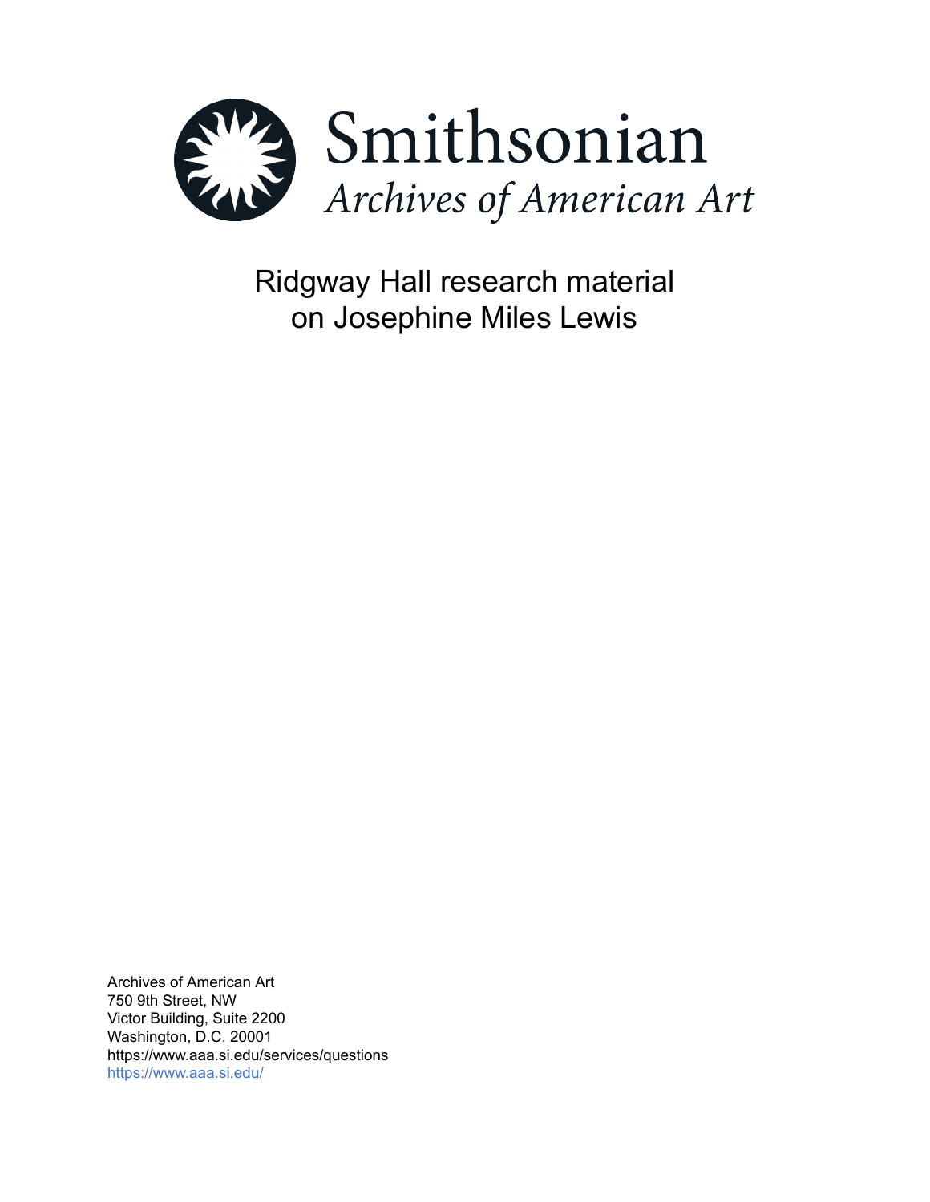# Smithsonian

*Archives of American Art*

## Ridgway Hall research material on Josephine Miles Lewis

Archives of American Art
750 9th Street, NW
Victor Building, Suite 2200
Washington, D.C. 20001
https://www.aaa.si.edu/services/questions
https://www.aaa.si.edu/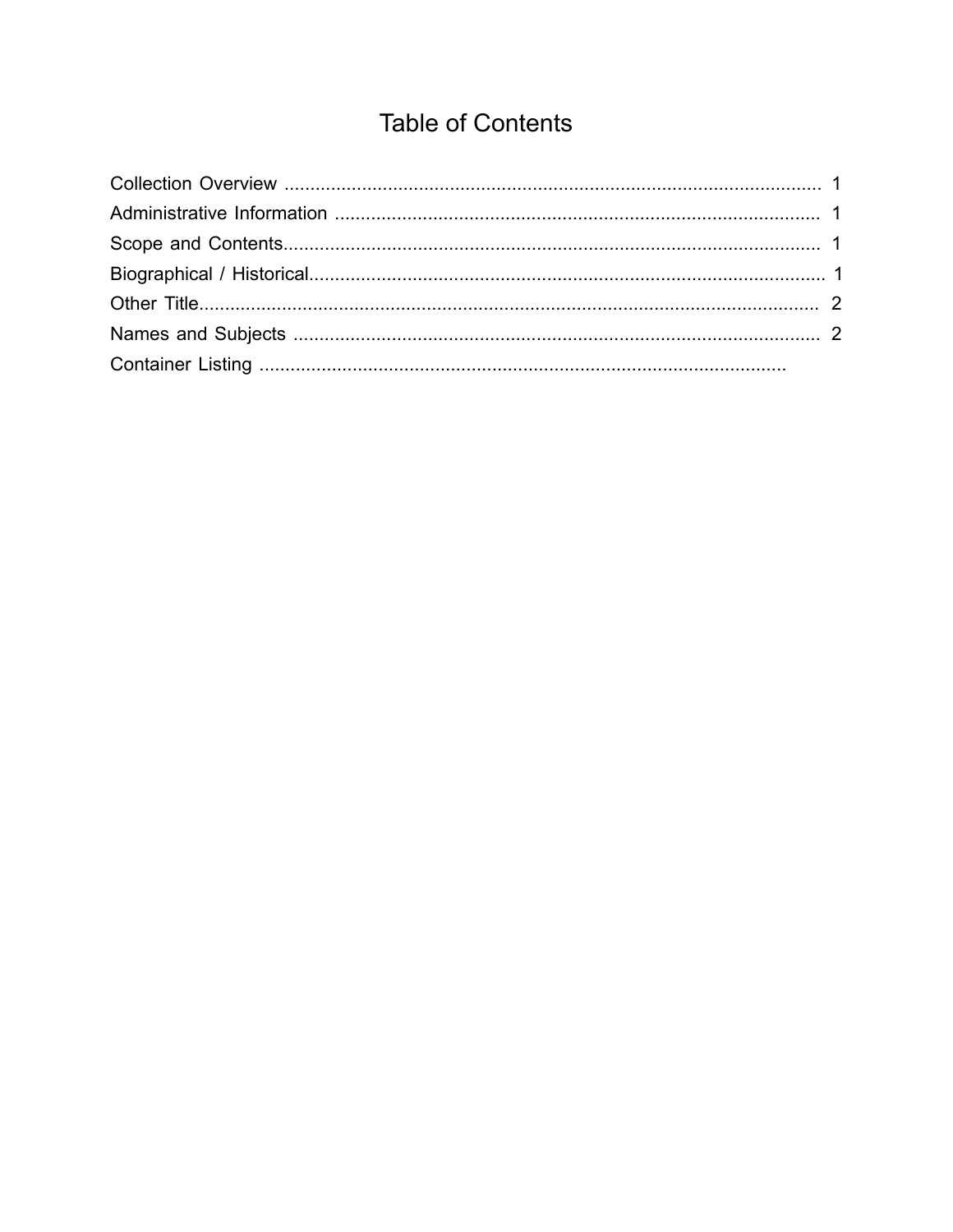# Table of Contents

Collection Overview ........................................................................................................ 1
Administrative Information ............................................................................................. 1
Scope and Contents....................................................................................................... 1
Biographical / Historical.................................................................................................. 1
Other Title....................................................................................................................... 2
Names and Subjects ...................................................................................................... 2
Container Listing .....................................................................................................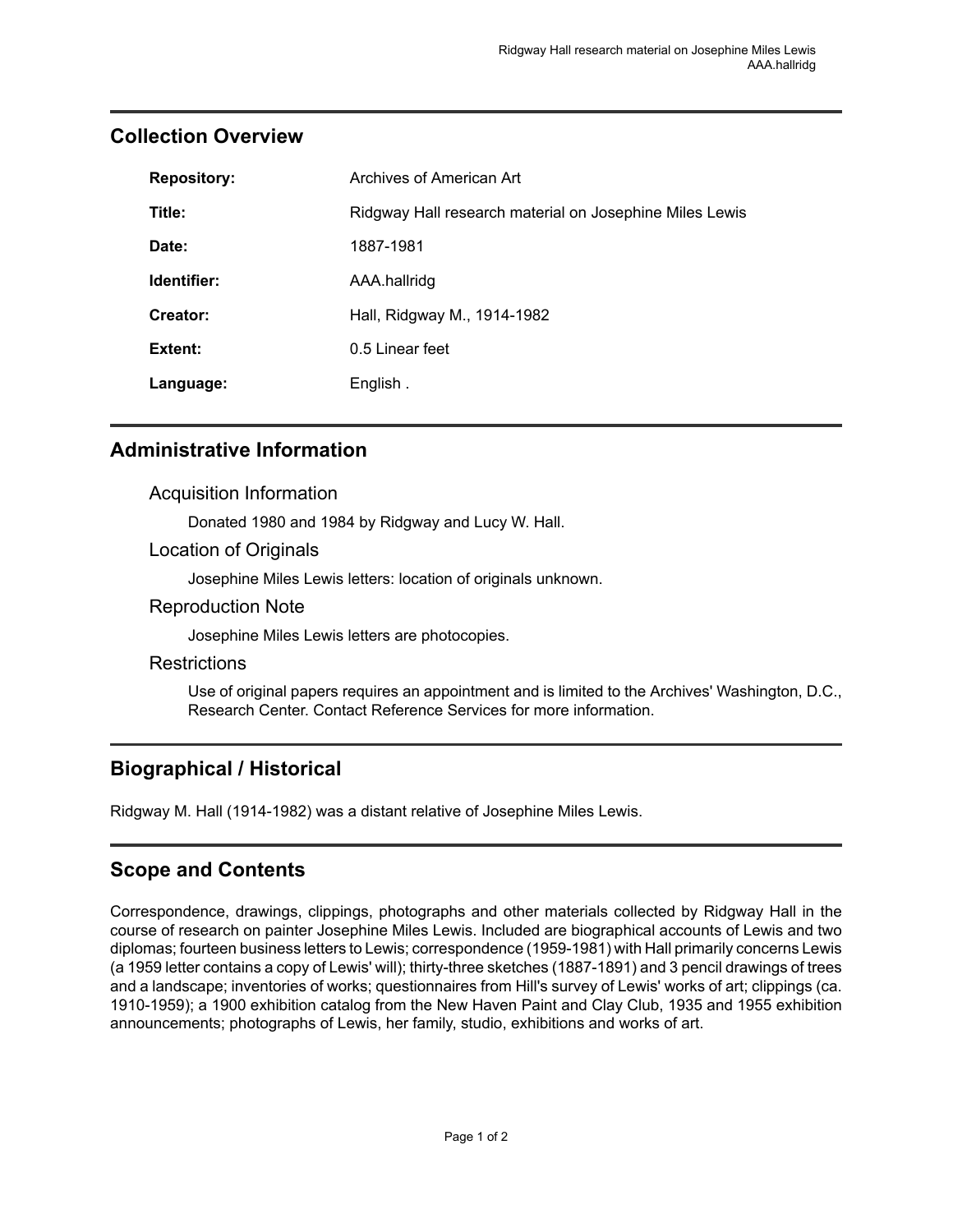## Collection Overview

| | |
|---|---|
| **Repository:** | Archives of American Art |
| **Title:** | Ridgway Hall research material on Josephine Miles Lewis |
| **Date:** | 1887-1981 |
| **Identifier:** | AAA.hallridg |
| **Creator:** | Hall, Ridgway M., 1914-1982 |
| **Extent:** | 0.5 Linear feet |
| **Language:** | English . |

## Administrative Information

### Acquisition Information

Donated 1980 and 1984 by Ridgway and Lucy W. Hall.

### Location of Originals

Josephine Miles Lewis letters: location of originals unknown.

### Reproduction Note

Josephine Miles Lewis letters are photocopies.

### Restrictions

Use of original papers requires an appointment and is limited to the Archives' Washington, D.C., Research Center. Contact Reference Services for more information.

## Biographical / Historical

Ridgway M. Hall (1914-1982) was a distant relative of Josephine Miles Lewis.

## Scope and Contents

Correspondence, drawings, clippings, photographs and other materials collected by Ridgway Hall in the course of research on painter Josephine Miles Lewis. Included are biographical accounts of Lewis and two diplomas; fourteen business letters to Lewis; correspondence (1959-1981) with Hall primarily concerns Lewis (a 1959 letter contains a copy of Lewis' will); thirty-three sketches (1887-1891) and 3 pencil drawings of trees and a landscape; inventories of works; questionnaires from Hill's survey of Lewis' works of art; clippings (ca. 1910-1959); a 1900 exhibition catalog from the New Haven Paint and Clay Club, 1935 and 1955 exhibition announcements; photographs of Lewis, her family, studio, exhibitions and works of art.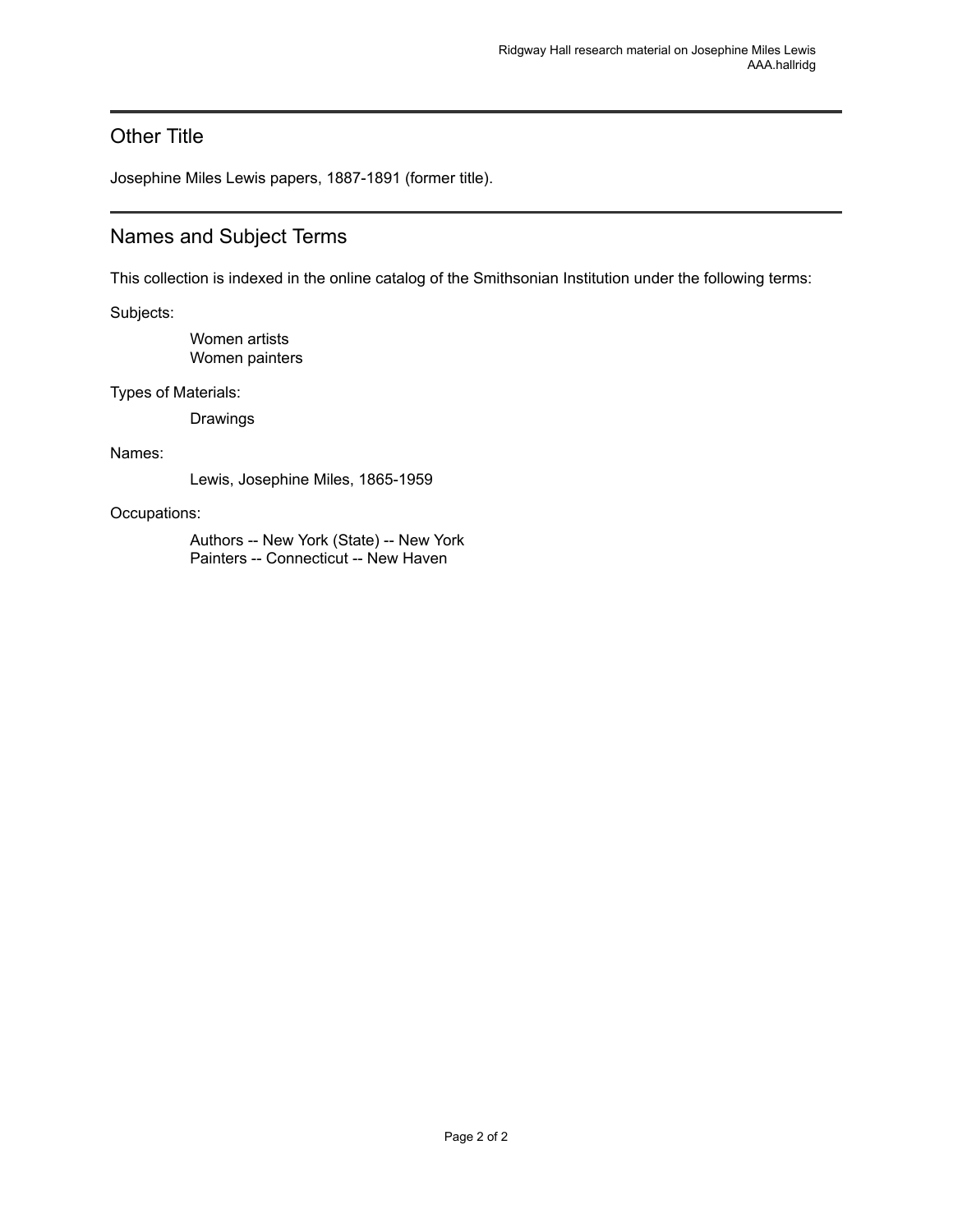## Other Title

Josephine Miles Lewis papers, 1887-1891 (former title).

## Names and Subject Terms

This collection is indexed in the online catalog of the Smithsonian Institution under the following terms:

Subjects:

- Women artists
- Women painters

Types of Materials:

- Drawings

Names:

- Lewis, Josephine Miles, 1865-1959

Occupations:

- Authors -- New York (State) -- New York
- Painters -- Connecticut -- New Haven